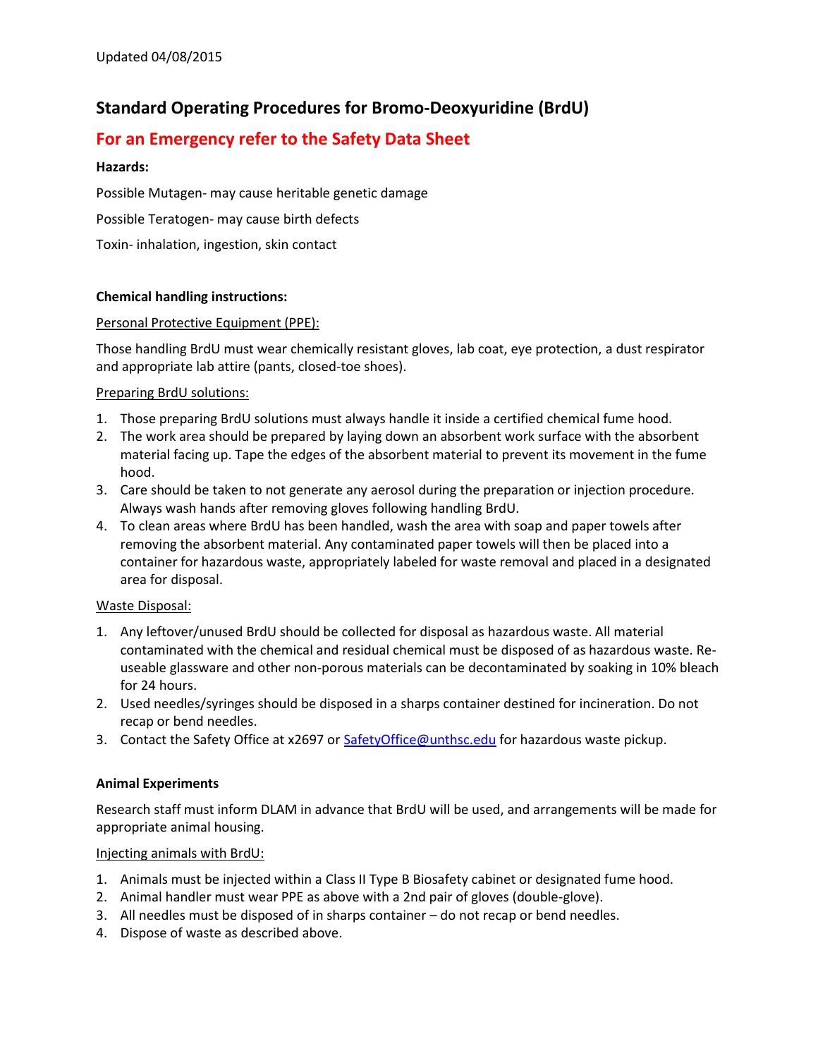Updated 04/08/2015

# Standard Operating Procedures for Bromo-Deoxyuridine (BrdU)

## For an Emergency refer to the Safety Data Sheet

**Hazards:**

Possible Mutagen- may cause heritable genetic damage

Possible Teratogen- may cause birth defects

Toxin- inhalation, ingestion, skin contact

**Chemical handling instructions:**

Personal Protective Equipment (PPE):

Those handling BrdU must wear chemically resistant gloves, lab coat, eye protection, a dust respirator and appropriate lab attire (pants, closed-toe shoes).

Preparing BrdU solutions:

1. Those preparing BrdU solutions must always handle it inside a certified chemical fume hood.
2. The work area should be prepared by laying down an absorbent work surface with the absorbent material facing up. Tape the edges of the absorbent material to prevent its movement in the fume hood.
3. Care should be taken to not generate any aerosol during the preparation or injection procedure. Always wash hands after removing gloves following handling BrdU.
4. To clean areas where BrdU has been handled, wash the area with soap and paper towels after removing the absorbent material. Any contaminated paper towels will then be placed into a container for hazardous waste, appropriately labeled for waste removal and placed in a designated area for disposal.

Waste Disposal:

1. Any leftover/unused BrdU should be collected for disposal as hazardous waste. All material contaminated with the chemical and residual chemical must be disposed of as hazardous waste. Re-useable glassware and other non-porous materials can be decontaminated by soaking in 10% bleach for 24 hours.
2. Used needles/syringes should be disposed in a sharps container destined for incineration. Do not recap or bend needles.
3. Contact the Safety Office at x2697 or SafetyOffice@unthsc.edu for hazardous waste pickup.

**Animal Experiments**

Research staff must inform DLAM in advance that BrdU will be used, and arrangements will be made for appropriate animal housing.

Injecting animals with BrdU:

1. Animals must be injected within a Class II Type B Biosafety cabinet or designated fume hood.
2. Animal handler must wear PPE as above with a 2nd pair of gloves (double-glove).
3. All needles must be disposed of in sharps container – do not recap or bend needles.
4. Dispose of waste as described above.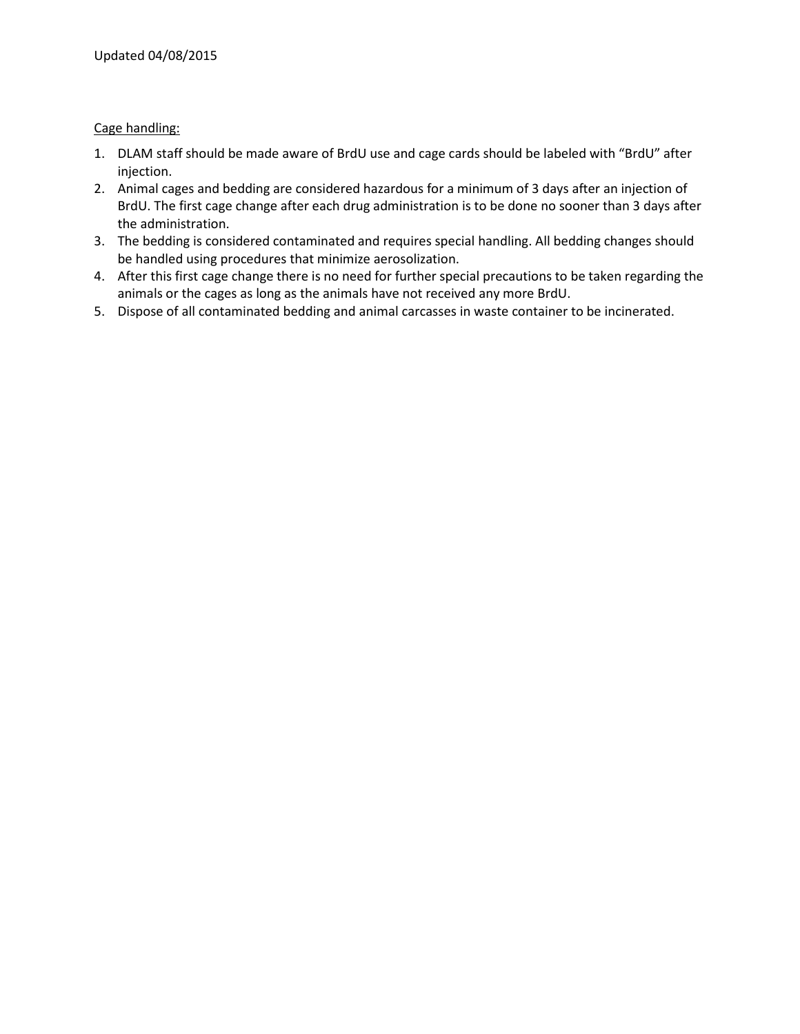## Cage handling:

1. DLAM staff should be made aware of BrdU use and cage cards should be labeled with "BrdU" after injection.
2. Animal cages and bedding are considered hazardous for a minimum of 3 days after an injection of BrdU. The first cage change after each drug administration is to be done no sooner than 3 days after the administration.
3. The bedding is considered contaminated and requires special handling. All bedding changes should be handled using procedures that minimize aerosolization.
4. After this first cage change there is no need for further special precautions to be taken regarding the animals or the cages as long as the animals have not received any more BrdU.
5. Dispose of all contaminated bedding and animal carcasses in waste container to be incinerated.